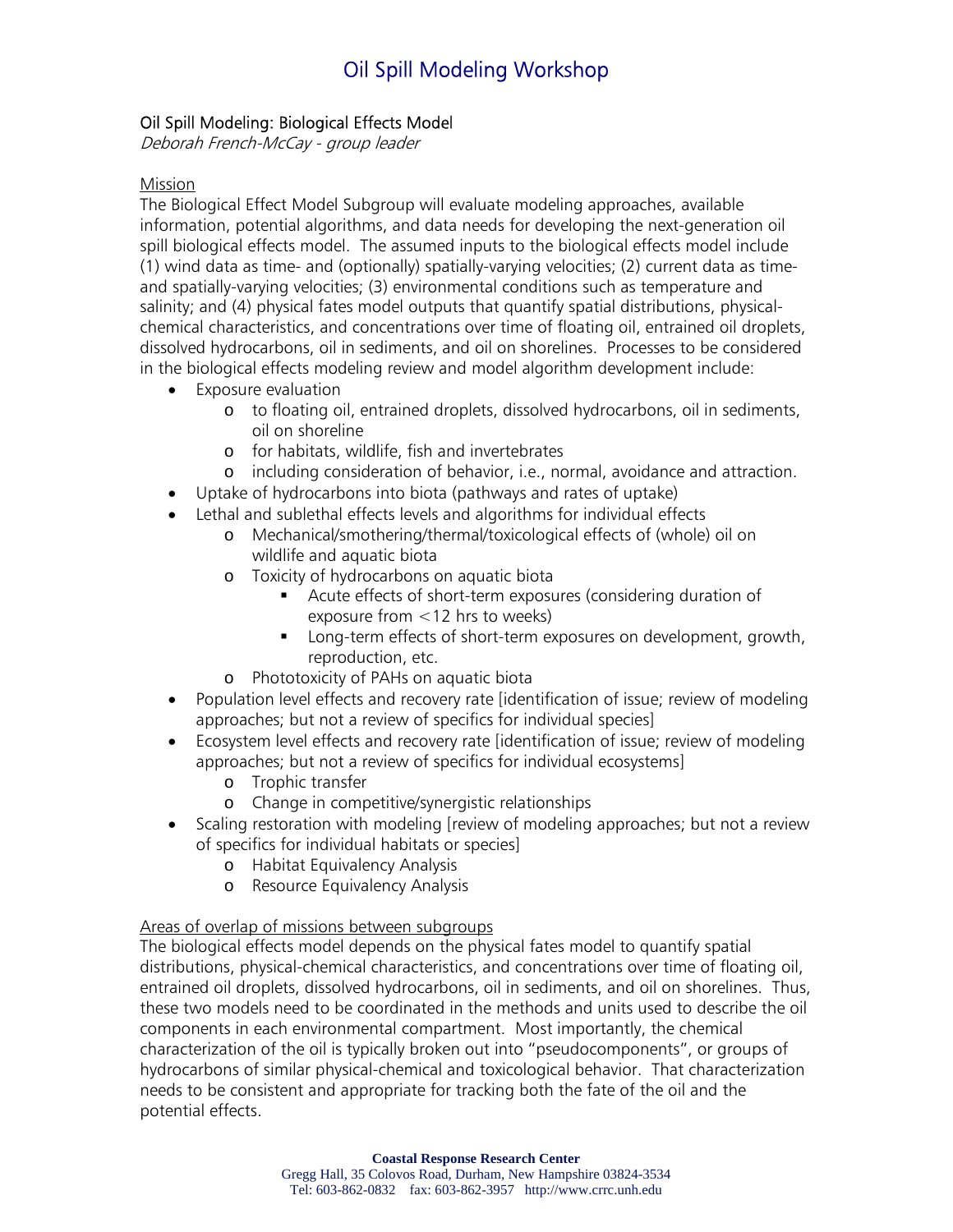# Oil Spill Modeling Workshop

## Oil Spill Modeling: Biological Effects Model

*Deborah French-McCay - group leader*

### Mission

The Biological Effect Model Subgroup will evaluate modeling approaches, available information, potential algorithms, and data needs for developing the next-generation oil spill biological effects model. The assumed inputs to the biological effects model include (1) wind data as time- and (optionally) spatially-varying velocities; (2) current data as time- and spatially-varying velocities; (3) environmental conditions such as temperature and salinity; and (4) physical fates model outputs that quantify spatial distributions, physical-chemical characteristics, and concentrations over time of floating oil, entrained oil droplets, dissolved hydrocarbons, oil in sediments, and oil on shorelines. Processes to be considered in the biological effects modeling review and model algorithm development include:

- Exposure evaluation
  - to floating oil, entrained droplets, dissolved hydrocarbons, oil in sediments, oil on shoreline
  - for habitats, wildlife, fish and invertebrates
  - including consideration of behavior, i.e., normal, avoidance and attraction.
- Uptake of hydrocarbons into biota (pathways and rates of uptake)
- Lethal and sublethal effects levels and algorithms for individual effects
  - Mechanical/smothering/thermal/toxicological effects of (whole) oil on wildlife and aquatic biota
  - Toxicity of hydrocarbons on aquatic biota
    - Acute effects of short-term exposures (considering duration of exposure from <12 hrs to weeks)
    - Long-term effects of short-term exposures on development, growth, reproduction, etc.
  - Phototoxicity of PAHs on aquatic biota
- Population level effects and recovery rate [identification of issue; review of modeling approaches; but not a review of specifics for individual species]
- Ecosystem level effects and recovery rate [identification of issue; review of modeling approaches; but not a review of specifics for individual ecosystems]
  - Trophic transfer
  - Change in competitive/synergistic relationships
- Scaling restoration with modeling [review of modeling approaches; but not a review of specifics for individual habitats or species]
  - Habitat Equivalency Analysis
  - Resource Equivalency Analysis

### Areas of overlap of missions between subgroups

The biological effects model depends on the physical fates model to quantify spatial distributions, physical-chemical characteristics, and concentrations over time of floating oil, entrained oil droplets, dissolved hydrocarbons, oil in sediments, and oil on shorelines. Thus, these two models need to be coordinated in the methods and units used to describe the oil components in each environmental compartment. Most importantly, the chemical characterization of the oil is typically broken out into "pseudocomponents", or groups of hydrocarbons of similar physical-chemical and toxicological behavior. That characterization needs to be consistent and appropriate for tracking both the fate of the oil and the potential effects.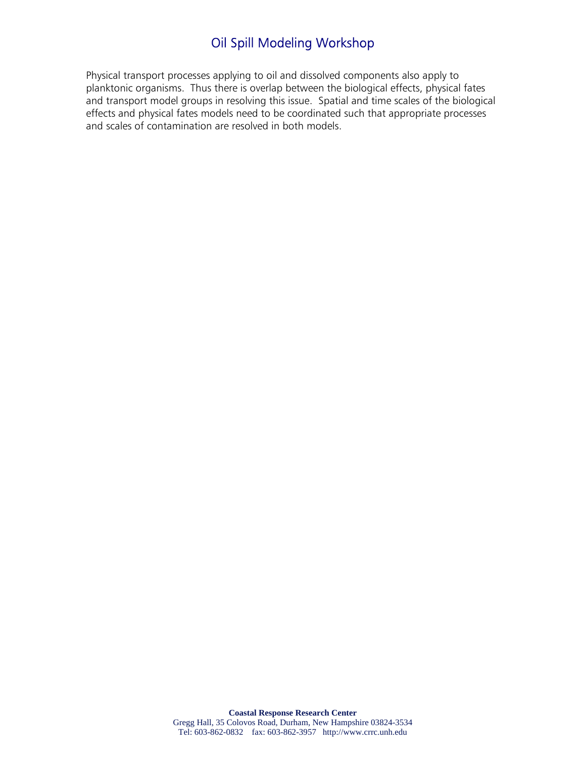Physical transport processes applying to oil and dissolved components also apply to planktonic organisms. Thus there is overlap between the biological effects, physical fates and transport model groups in resolving this issue. Spatial and time scales of the biological effects and physical fates models need to be coordinated such that appropriate processes and scales of contamination are resolved in both models.